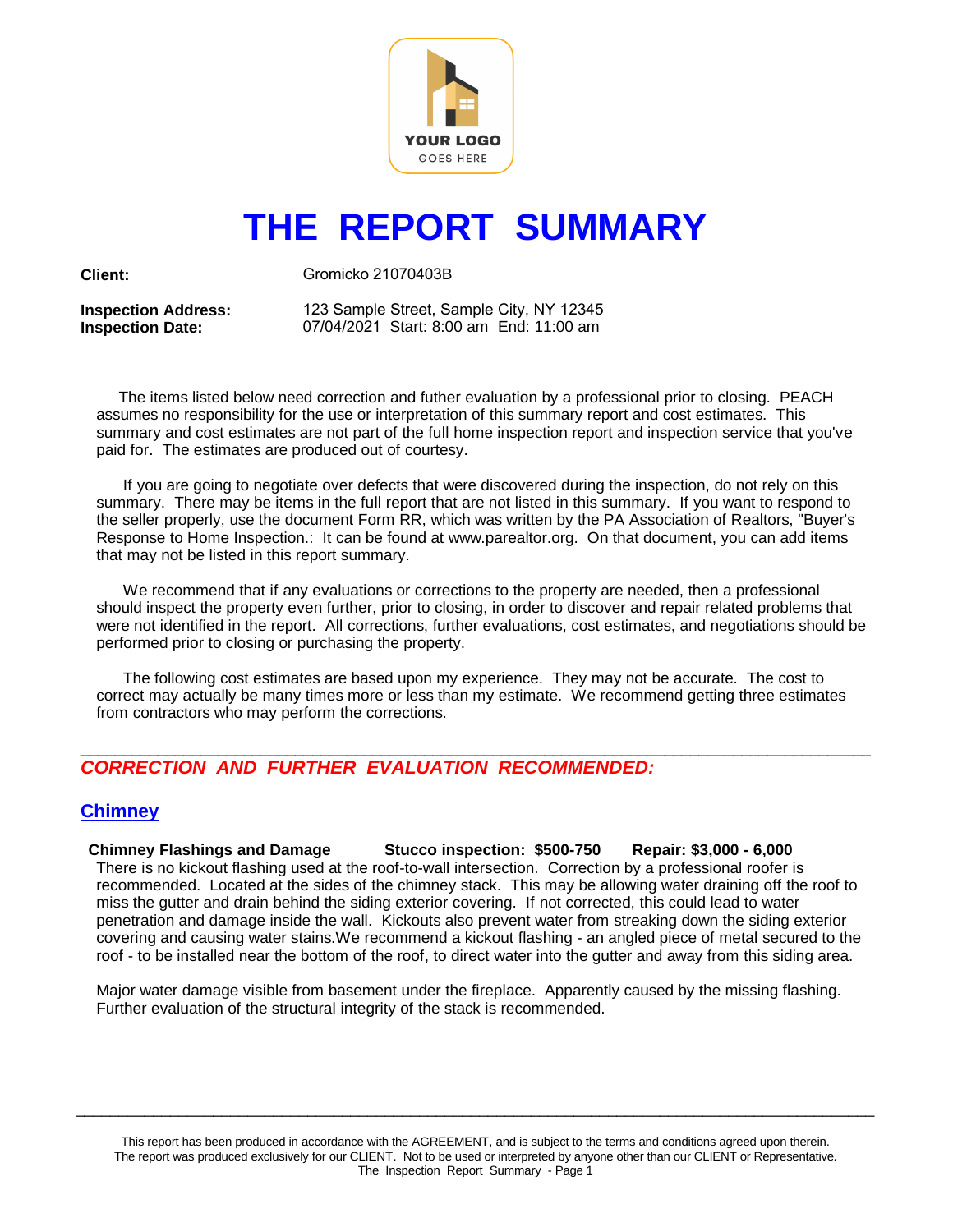# THE REPORT SUMMARY

**Client:** Gromicko 21070403B

**Inspection Address:** 123 Sample Street, Sample City, NY 12345
**Inspection Date:** 07/04/2021 Start: 8:00 am End: 11:00 am

The items listed below need correction and futher evaluation by a professional prior to closing. PEACH assumes no responsibility for the use or interpretation of this summary report and cost estimates. This summary and cost estimates are not part of the full home inspection report and inspection service that you've paid for. The estimates are produced out of courtesy.

If you are going to negotiate over defects that were discovered during the inspection, do not rely on this summary. There may be items in the full report that are not listed in this summary. If you want to respond to the seller properly, use the document Form RR, which was written by the PA Association of Realtors, "Buyer's Response to Home Inspection.: It can be found at www.parealtor.org. On that document, you can add items that may not be listed in this report summary.

We recommend that if any evaluations or corrections to the property are needed, then a professional should inspect the property even further, prior to closing, in order to discover and repair related problems that were not identified in the report. All corrections, further evaluations, cost estimates, and negotiations should be performed prior to closing or purchasing the property.

The following cost estimates are based upon my experience. They may not be accurate. The cost to correct may actually be many times more or less than my estimate. We recommend getting three estimates from contractors who may perform the corrections.

---

## *CORRECTION AND FURTHER EVALUATION RECOMMENDED:*

### Chimney

**Chimney Flashings and Damage** **Stucco inspection: $500-750** **Repair: $3,000 - 6,000**

There is no kickout flashing used at the roof-to-wall intersection. Correction by a professional roofer is recommended. Located at the sides of the chimney stack. This may be allowing water draining off the roof to miss the gutter and drain behind the siding exterior covering. If not corrected, this could lead to water penetration and damage inside the wall. Kickouts also prevent water from streaking down the siding exterior covering and causing water stains.We recommend a kickout flashing - an angled piece of metal secured to the roof - to be installed near the bottom of the roof, to direct water into the gutter and away from this siding area.

Major water damage visible from basement under the fireplace. Apparently caused by the missing flashing. Further evaluation of the structural integrity of the stack is recommended.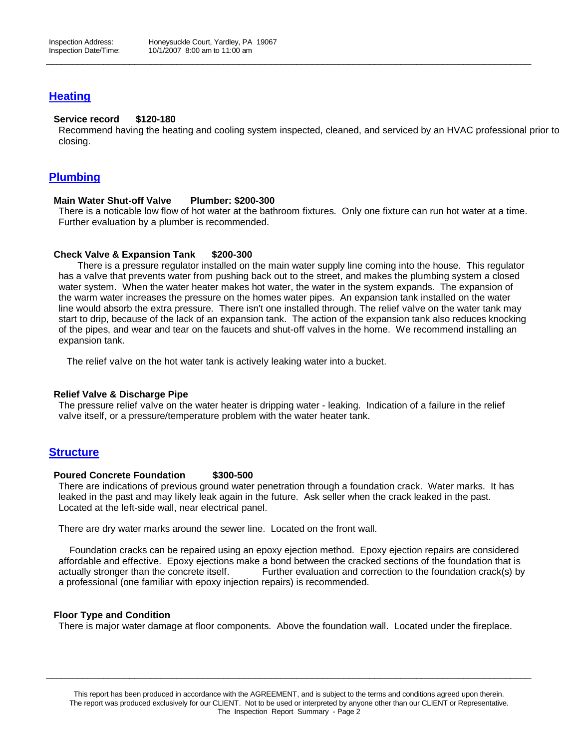## Heating

**Service record $120-180**

Recommend having the heating and cooling system inspected, cleaned, and serviced by an HVAC professional prior to closing.

## Plumbing

**Main Water Shut-off Valve Plumber: $200-300**

There is a noticable low flow of hot water at the bathroom fixtures. Only one fixture can run hot water at a time. Further evaluation by a plumber is recommended.

**Check Valve & Expansion Tank $200-300**

There is a pressure regulator installed on the main water supply line coming into the house. This regulator has a valve that prevents water from pushing back out to the street, and makes the plumbing system a closed water system. When the water heater makes hot water, the water in the system expands. The expansion of the warm water increases the pressure on the homes water pipes. An expansion tank installed on the water line would absorb the extra pressure. There isn't one installed through. The relief valve on the water tank may start to drip, because of the lack of an expansion tank. The action of the expansion tank also reduces knocking of the pipes, and wear and tear on the faucets and shut-off valves in the home. We recommend installing an expansion tank.

The relief valve on the hot water tank is actively leaking water into a bucket.

**Relief Valve & Discharge Pipe**

The pressure relief valve on the water heater is dripping water - leaking. Indication of a failure in the relief valve itself, or a pressure/temperature problem with the water heater tank.

## Structure

**Poured Concrete Foundation $300-500**

There are indications of previous ground water penetration through a foundation crack. Water marks. It has leaked in the past and may likely leak again in the future. Ask seller when the crack leaked in the past. Located at the left-side wall, near electrical panel.

There are dry water marks around the sewer line. Located on the front wall.

Foundation cracks can be repaired using an epoxy ejection method. Epoxy ejection repairs are considered affordable and effective. Epoxy ejections make a bond between the cracked sections of the foundation that is actually stronger than the concrete itself. Further evaluation and correction to the foundation crack(s) by a professional (one familiar with epoxy injection repairs) is recommended.

**Floor Type and Condition**

There is major water damage at floor components. Above the foundation wall. Located under the fireplace.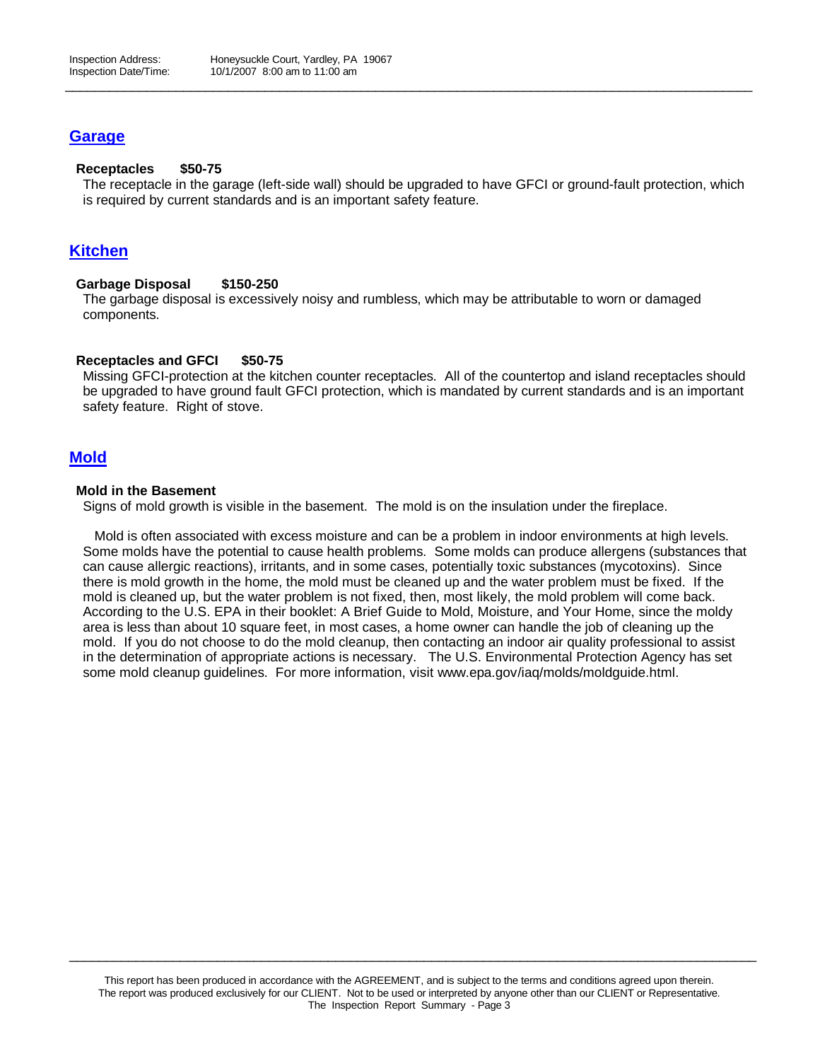## Garage

**Receptacles $50-75**

The receptacle in the garage (left-side wall) should be upgraded to have GFCI or ground-fault protection, which is required by current standards and is an important safety feature.

## Kitchen

**Garbage Disposal $150-250**

The garbage disposal is excessively noisy and rumbless, which may be attributable to worn or damaged components.

**Receptacles and GFCI $50-75**

Missing GFCI-protection at the kitchen counter receptacles. All of the countertop and island receptacles should be upgraded to have ground fault GFCI protection, which is mandated by current standards and is an important safety feature. Right of stove.

## Mold

**Mold in the Basement**

Signs of mold growth is visible in the basement. The mold is on the insulation under the fireplace.

Mold is often associated with excess moisture and can be a problem in indoor environments at high levels. Some molds have the potential to cause health problems. Some molds can produce allergens (substances that can cause allergic reactions), irritants, and in some cases, potentially toxic substances (mycotoxins). Since there is mold growth in the home, the mold must be cleaned up and the water problem must be fixed. If the mold is cleaned up, but the water problem is not fixed, then, most likely, the mold problem will come back. According to the U.S. EPA in their booklet: A Brief Guide to Mold, Moisture, and Your Home, since the moldy area is less than about 10 square feet, in most cases, a home owner can handle the job of cleaning up the mold. If you do not choose to do the mold cleanup, then contacting an indoor air quality professional to assist in the determination of appropriate actions is necessary. The U.S. Environmental Protection Agency has set some mold cleanup guidelines. For more information, visit www.epa.gov/iaq/molds/moldguide.html.